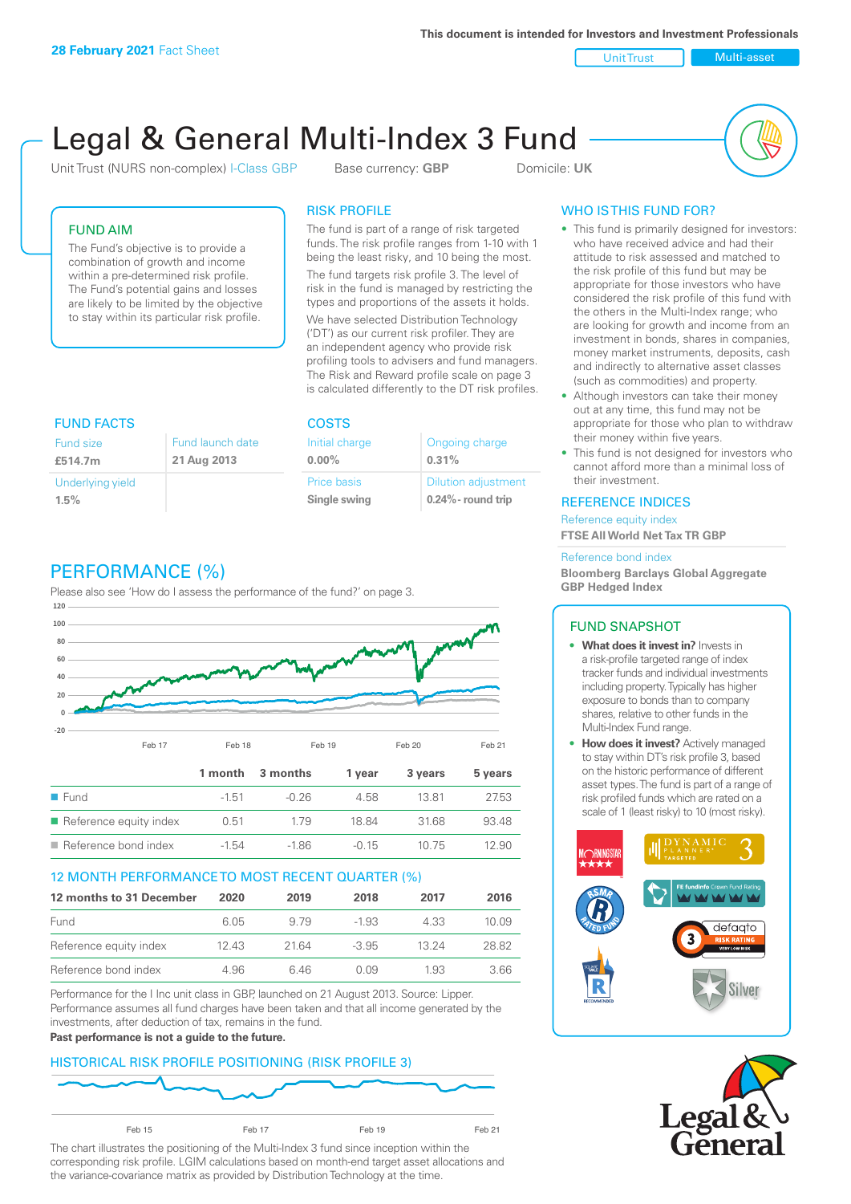**28 February 2021** Fact Sheet

**This document is intended for Investors and Investment Professionals**

Unit Trust | Multi-asset

# Legal & General Multi-Index 3 Fund

Unit Trust (NURS non-complex) I-Class GBP    Base currency: **GBP**    Domicile: **UK**

## FUND AIM

The Fund's objective is to provide a combination of growth and income within a pre-determined risk profile. The Fund's potential gains and losses are likely to be limited by the objective to stay within its particular risk profile.

## RISK PROFILE

The fund is part of a range of risk targeted funds. The risk profile ranges from 1-10 with 1 being the least risky, and 10 being the most.

The fund targets risk profile 3. The level of risk in the fund is managed by restricting the types and proportions of the assets it holds.

We have selected Distribution Technology ('DT') as our current risk profiler. They are an independent agency who provide risk profiling tools to advisers and fund managers. The Risk and Reward profile scale on page 3 is calculated differently to the DT risk profiles.

## WHO IS THIS FUND FOR?

- This fund is primarily designed for investors: who have received advice and had their attitude to risk assessed and matched to the risk profile of this fund but may be appropriate for those investors who have considered the risk profile of this fund with the others in the Multi-Index range; who are looking for growth and income from an investment in bonds, shares in companies, money market instruments, deposits, cash and indirectly to alternative asset classes (such as commodities) and property.
- Although investors can take their money out at any time, this fund may not be appropriate for those who plan to withdraw their money within five years.
- This fund is not designed for investors who cannot afford more than a minimal loss of their investment.

## FUND FACTS

| Fund size | Fund launch date |
|---|---|
| **£514.7m** | **21 Aug 2013** |
| Underlying yield | |
| **1.5%** | |

## COSTS

| Initial charge | Ongoing charge |
|---|---|
| **0.00%** | **0.31%** |
| Price basis | Dilution adjustment |
| **Single swing** | **0.24%- round trip** |

## REFERENCE INDICES

Reference equity index
**FTSE All World Net Tax TR GBP**

Reference bond index
**Bloomberg Barclays Global Aggregate GBP Hedged Index**

## PERFORMANCE (%)

Please also see 'How do I assess the performance of the fund?' on page 3.

| | 1 month | 3 months | 1 year | 3 years | 5 years |
|---|---|---|---|---|---|
| Fund | -1.51 | -0.26 | 4.58 | 13.81 | 27.53 |
| Reference equity index | 0.51 | 1.79 | 18.84 | 31.68 | 93.48 |
| Reference bond index | -1.54 | -1.86 | -0.15 | 10.75 | 12.90 |

## 12 MONTH PERFORMANCE TO MOST RECENT QUARTER (%)

| 12 months to 31 December | 2020 | 2019 | 2018 | 2017 | 2016 |
|---|---|---|---|---|---|
| Fund | 6.05 | 9.79 | -1.93 | 4.33 | 10.09 |
| Reference equity index | 12.43 | 21.64 | -3.95 | 13.24 | 28.82 |
| Reference bond index | 4.96 | 6.46 | 0.09 | 1.93 | 3.66 |

Performance for the I Inc unit class in GBP, launched on 21 August 2013. Source: Lipper. Performance assumes all fund charges have been taken and that all income generated by the investments, after deduction of tax, remains in the fund.
**Past performance is not a guide to the future.**

## FUND SNAPSHOT

- **What does it invest in?** Invests in a risk-profile targeted range of index tracker funds and individual investments including property. Typically has higher exposure to bonds than to company shares, relative to other funds in the Multi-Index Fund range.
- **How does it invest?** Actively managed to stay within DT's risk profile 3, based on the historic performance of different asset types. The fund is part of a range of risk profiled funds which are rated on a scale of 1 (least risky) to 10 (most risky).

## HISTORICAL RISK PROFILE POSITIONING (RISK PROFILE 3)

The chart illustrates the positioning of the Multi-Index 3 fund since inception within the corresponding risk profile. LGIM calculations based on month-end target asset allocations and the variance-covariance matrix as provided by Distribution Technology at the time.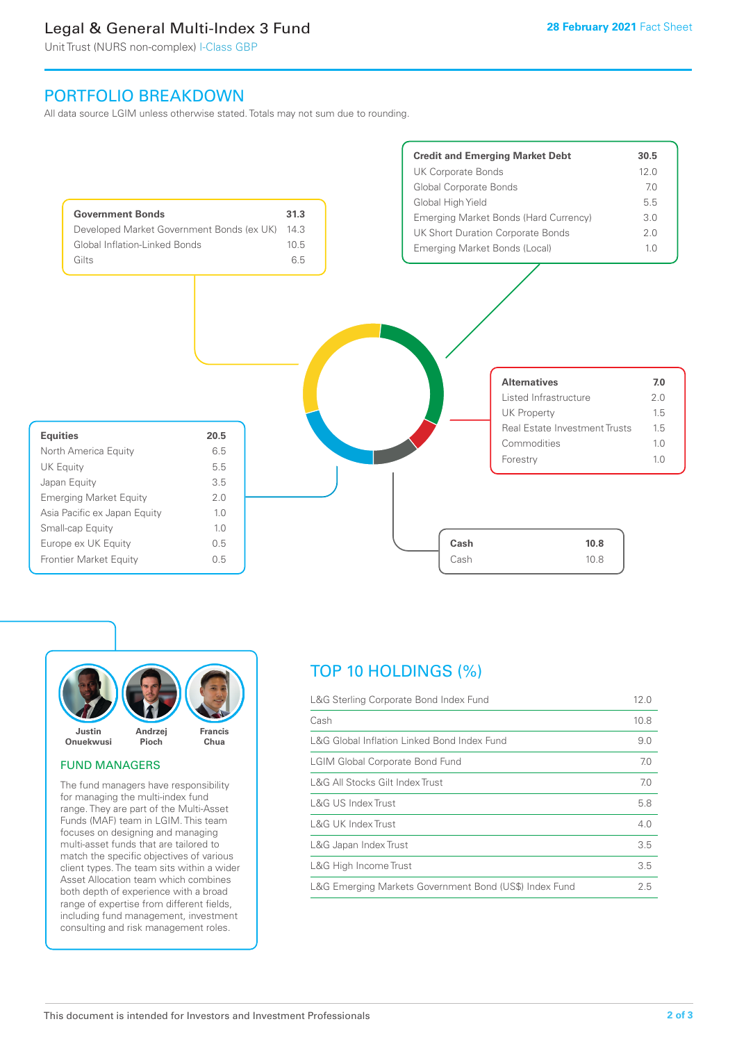# Legal & General Multi-Index 3 Fund

Unit Trust (NURS non-complex) I-Class GBP

**28 February 2021** Fact Sheet

## PORTFOLIO BREAKDOWN

All data source LGIM unless otherwise stated. Totals may not sum due to rounding.

| **Government Bonds** | **31.3** |
|---|---|
| Developed Market Government Bonds (ex UK) | 14.3 |
| Global Inflation-Linked Bonds | 10.5 |
| Gilts | 6.5 |

| **Credit and Emerging Market Debt** | **30.5** |
|---|---|
| UK Corporate Bonds | 12.0 |
| Global Corporate Bonds | 7.0 |
| Global High Yield | 5.5 |
| Emerging Market Bonds (Hard Currency) | 3.0 |
| UK Short Duration Corporate Bonds | 2.0 |
| Emerging Market Bonds (Local) | 1.0 |

| **Alternatives** | **7.0** |
|---|---|
| Listed Infrastructure | 2.0 |
| UK Property | 1.5 |
| Real Estate Investment Trusts | 1.5 |
| Commodities | 1.0 |
| Forestry | 1.0 |

| **Equities** | **20.5** |
|---|---|
| North America Equity | 6.5 |
| UK Equity | 5.5 |
| Japan Equity | 3.5 |
| Emerging Market Equity | 2.0 |
| Asia Pacific ex Japan Equity | 1.0 |
| Small-cap Equity | 1.0 |
| Europe ex UK Equity | 0.5 |
| Frontier Market Equity | 0.5 |

| **Cash** | **10.8** |
|---|---|
| Cash | 10.8 |

Justin Onuekwusi, Andrzej Pioch, Francis Chua

### FUND MANAGERS

The fund managers have responsibility for managing the multi-index fund range. They are part of the Multi-Asset Funds (MAF) team in LGIM. This team focuses on designing and managing multi-asset funds that are tailored to match the specific objectives of various client types. The team sits within a wider Asset Allocation team which combines both depth of experience with a broad range of expertise from different fields, including fund management, investment consulting and risk management roles.

## TOP 10 HOLDINGS (%)

| Holding | % |
|---|---|
| L&G Sterling Corporate Bond Index Fund | 12.0 |
| Cash | 10.8 |
| L&G Global Inflation Linked Bond Index Fund | 9.0 |
| LGIM Global Corporate Bond Fund | 7.0 |
| L&G All Stocks Gilt Index Trust | 7.0 |
| L&G US Index Trust | 5.8 |
| L&G UK Index Trust | 4.0 |
| L&G Japan Index Trust | 3.5 |
| L&G High Income Trust | 3.5 |
| L&G Emerging Markets Government Bond (US$) Index Fund | 2.5 |

This document is intended for Investors and Investment Professionals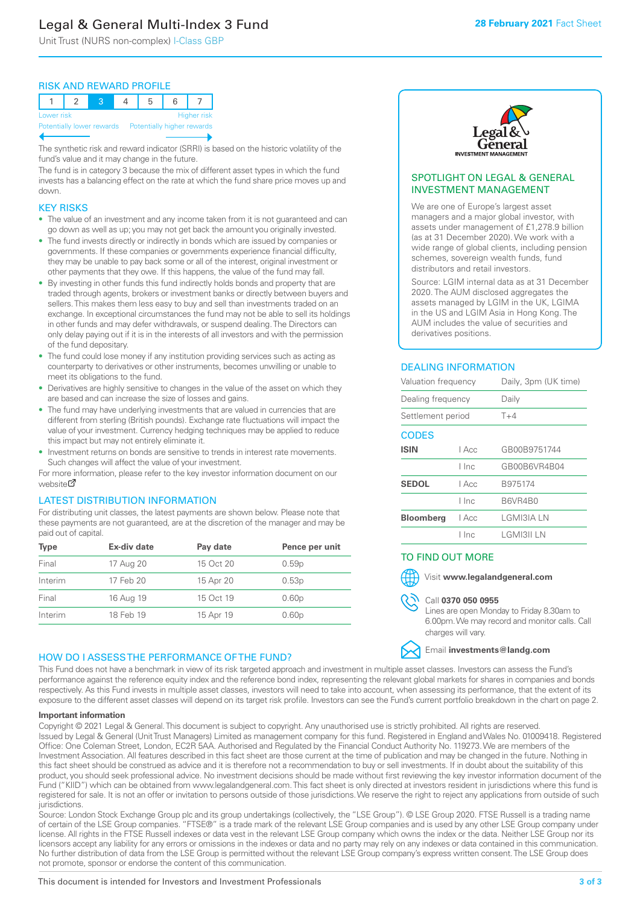# Legal & General Multi-Index 3 Fund

Unit Trust (NURS non-complex) I-Class GBP

28 February 2021 Fact Sheet

## RISK AND REWARD PROFILE

| 1 | 2 | 3 | 4 | 5 | 6 | 7 |
|---|---|---|---|---|---|---|

Lower risk — Higher risk

Potentially lower rewards — Potentially higher rewards

The synthetic risk and reward indicator (SRRI) is based on the historic volatility of the fund's value and it may change in the future.

The fund is in category 3 because the mix of different asset types in which the fund invests has a balancing effect on the rate at which the fund share price moves up and down.

## KEY RISKS

- The value of an investment and any income taken from it is not guaranteed and can go down as well as up; you may not get back the amount you originally invested.
- The fund invests directly or indirectly in bonds which are issued by companies or governments. If these companies or governments experience financial difficulty, they may be unable to pay back some or all of the interest, original investment or other payments that they owe. If this happens, the value of the fund may fall.
- By investing in other funds this fund indirectly holds bonds and property that are traded through agents, brokers or investment banks or directly between buyers and sellers. This makes them less easy to buy and sell than investments traded on an exchange. In exceptional circumstances the fund may not be able to sell its holdings in other funds and may defer withdrawals, or suspend dealing. The Directors can only delay paying out if it is in the interests of all investors and with the permission of the fund depositary.
- The fund could lose money if any institution providing services such as acting as counterparty to derivatives or other instruments, becomes unwilling or unable to meet its obligations to the fund.
- Derivatives are highly sensitive to changes in the value of the asset on which they are based and can increase the size of losses and gains.
- The fund may have underlying investments that are valued in currencies that are different from sterling (British pounds). Exchange rate fluctuations will impact the value of your investment. Currency hedging techniques may be applied to reduce this impact but may not entirely eliminate it.
- Investment returns on bonds are sensitive to trends in interest rate movements. Such changes will affect the value of your investment.

For more information, please refer to the key investor information document on our website

## LATEST DISTRIBUTION INFORMATION

For distributing unit classes, the latest payments are shown below. Please note that these payments are not guaranteed, are at the discretion of the manager and may be paid out of capital.

| Type | Ex-div date | Pay date | Pence per unit |
|---|---|---|---|
| Final | 17 Aug 20 | 15 Oct 20 | 0.59p |
| Interim | 17 Feb 20 | 15 Apr 20 | 0.53p |
| Final | 16 Aug 19 | 15 Oct 19 | 0.60p |
| Interim | 18 Feb 19 | 15 Apr 19 | 0.60p |

## SPOTLIGHT ON LEGAL & GENERAL INVESTMENT MANAGEMENT

We are one of Europe's largest asset managers and a major global investor, with assets under management of £1,278.9 billion (as at 31 December 2020). We work with a wide range of global clients, including pension schemes, sovereign wealth funds, fund distributors and retail investors.

Source: LGIM internal data as at 31 December 2020. The AUM disclosed aggregates the assets managed by LGIM in the UK, LGIMA in the US and LGIM Asia in Hong Kong. The AUM includes the value of securities and derivatives positions.

## DEALING INFORMATION

| | |
|---|---|
| Valuation frequency | Daily, 3pm (UK time) |
| Dealing frequency | Daily |
| Settlement period | T+4 |

## CODES

| | | |
|---|---|---|
| **ISIN** | I Acc | GB00B9751744 |
| | I Inc | GB00B6VR4B04 |
| **SEDOL** | I Acc | B975174 |
| | I Inc | B6VR4B0 |
| **Bloomberg** | I Acc | LGMI3IA LN |
| | I Inc | LGMI3II LN |

## TO FIND OUT MORE

Visit **www.legalandgeneral.com**

Call **0370 050 0955**
Lines are open Monday to Friday 8.30am to 6.00pm. We may record and monitor calls. Call charges will vary.

Email **investments@landg.com**

## HOW DO I ASSESS THE PERFORMANCE OF THE FUND?

This Fund does not have a benchmark in view of its risk targeted approach and investment in multiple asset classes. Investors can assess the Fund's performance against the reference equity index and the reference bond index, representing the relevant global markets for shares in companies and bonds respectively. As this Fund invests in multiple asset classes, investors will need to take into account, when assessing its performance, that the extent of its exposure to the different asset classes will depend on its target risk profile. Investors can see the Fund's current portfolio breakdown in the chart on page 2.

**Important information**

Copyright © 2021 Legal & General. This document is subject to copyright. Any unauthorised use is strictly prohibited. All rights are reserved.
Issued by Legal & General (Unit Trust Managers) Limited as management company for this fund. Registered in England and Wales No. 01009418. Registered Office: One Coleman Street, London, EC2R 5AA. Authorised and Regulated by the Financial Conduct Authority No. 119273. We are members of the Investment Association. All features described in this fact sheet are those current at the time of publication and may be changed in the future. Nothing in this fact sheet should be construed as advice and it is therefore not a recommendation to buy or sell investments. If in doubt about the suitability of this product, you should seek professional advice. No investment decisions should be made without first reviewing the key investor information document of the Fund ("KIID") which can be obtained from www.legalandgeneral.com. This fact sheet is only directed at investors resident in jurisdictions where this fund is registered for sale. It is not an offer or invitation to persons outside of those jurisdictions. We reserve the right to reject any applications from outside of such jurisdictions.
Source: London Stock Exchange Group plc and its group undertakings (collectively, the "LSE Group"). © LSE Group 2020. FTSE Russell is a trading name of certain of the LSE Group companies. "FTSE®" is a trade mark of the relevant LSE Group companies and is used by any other LSE Group company under license. All rights in the FTSE Russell indexes or data vest in the relevant LSE Group company which owns the index or the data. Neither LSE Group nor its licensors accept any liability for any errors or omissions in the indexes or data and no party may rely on any indexes or data contained in this communication. No further distribution of data from the LSE Group is permitted without the relevant LSE Group company's express written consent. The LSE Group does not promote, sponsor or endorse the content of this communication.

This document is intended for Investors and Investment Professionals